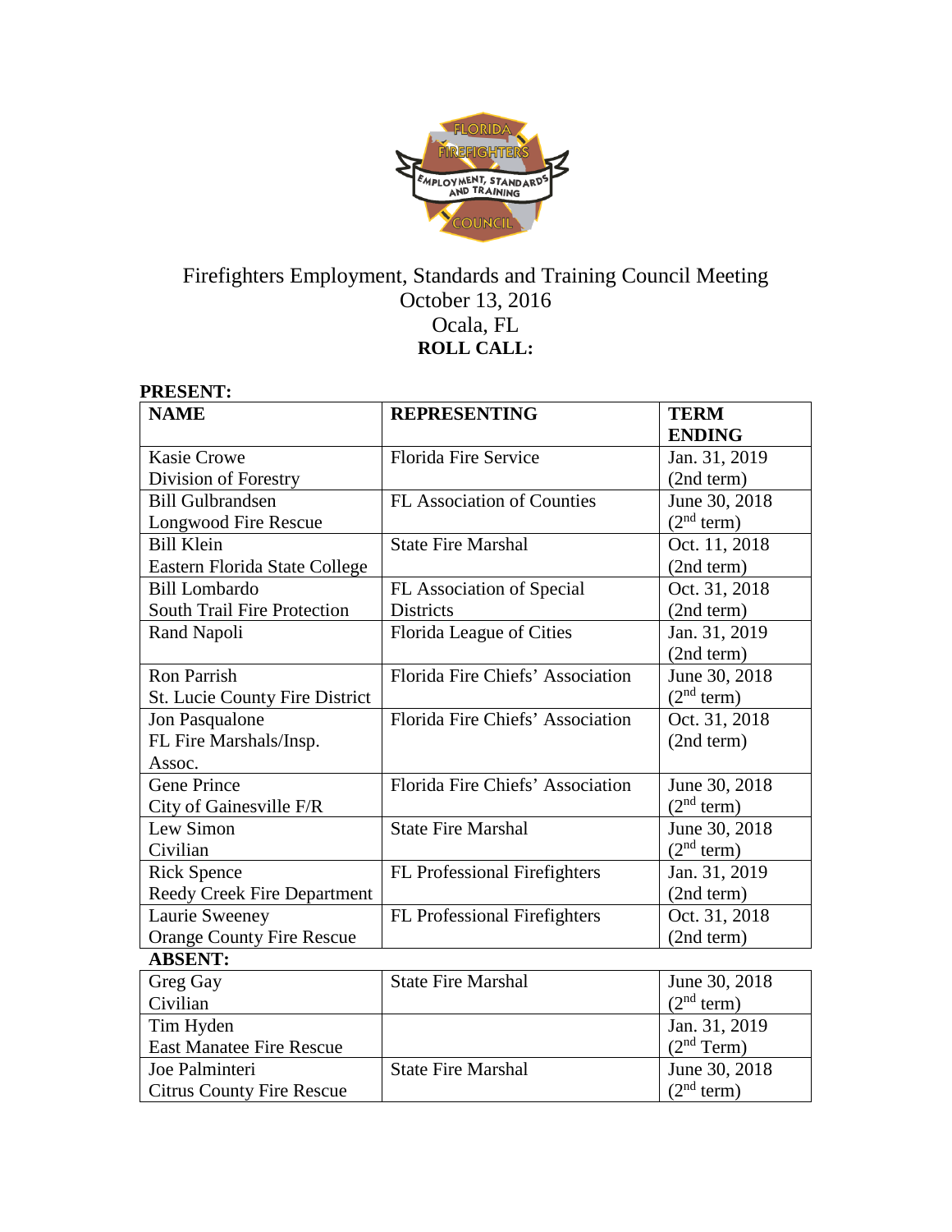# Firefighters Employment, Standards and Training Council Meeting
October 13, 2016
Ocala, FL
**ROLL CALL:**

**PRESENT:**

| NAME | REPRESENTING | TERM ENDING |
|---|---|---|
| Kasie Crowe<br>Division of Forestry | Florida Fire Service | Jan. 31, 2019<br>(2nd term) |
| Bill Gulbrandsen<br>Longwood Fire Rescue | FL Association of Counties | June 30, 2018<br>(2nd term) |
| Bill Klein<br>Eastern Florida State College | State Fire Marshal | Oct. 11, 2018<br>(2nd term) |
| Bill Lombardo<br>South Trail Fire Protection | FL Association of Special Districts | Oct. 31, 2018<br>(2nd term) |
| Rand Napoli | Florida League of Cities | Jan. 31, 2019<br>(2nd term) |
| Ron Parrish<br>St. Lucie County Fire District | Florida Fire Chiefs' Association | June 30, 2018<br>(2nd term) |
| Jon Pasqualone<br>FL Fire Marshals/Insp. Assoc. | Florida Fire Chiefs' Association | Oct. 31, 2018<br>(2nd term) |
| Gene Prince<br>City of Gainesville F/R | Florida Fire Chiefs' Association | June 30, 2018<br>(2nd term) |
| Lew Simon<br>Civilian | State Fire Marshal | June 30, 2018<br>(2nd term) |
| Rick Spence<br>Reedy Creek Fire Department | FL Professional Firefighters | Jan. 31, 2019<br>(2nd term) |
| Laurie Sweeney<br>Orange County Fire Rescue | FL Professional Firefighters | Oct. 31, 2018<br>(2nd term) |
| **ABSENT:** | | |
| Greg Gay<br>Civilian | State Fire Marshal | June 30, 2018<br>(2nd term) |
| Tim Hyden<br>East Manatee Fire Rescue | | Jan. 31, 2019<br>(2nd Term) |
| Joe Palminteri<br>Citrus County Fire Rescue | State Fire Marshal | June 30, 2018<br>(2nd term) |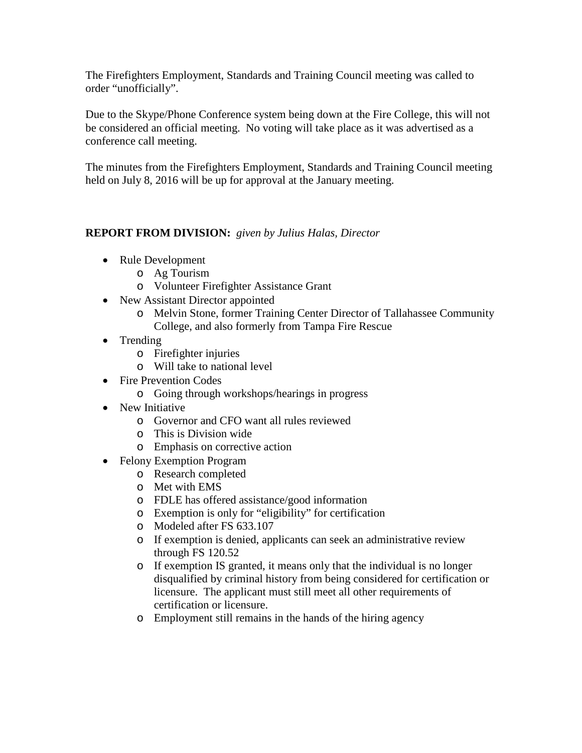The Firefighters Employment, Standards and Training Council meeting was called to order "unofficially".

Due to the Skype/Phone Conference system being down at the Fire College, this will not be considered an official meeting. No voting will take place as it was advertised as a conference call meeting.

The minutes from the Firefighters Employment, Standards and Training Council meeting held on July 8, 2016 will be up for approval at the January meeting.

**REPORT FROM DIVISION:** *given by Julius Halas, Director*

- Rule Development
  - Ag Tourism
  - Volunteer Firefighter Assistance Grant
- New Assistant Director appointed
  - Melvin Stone, former Training Center Director of Tallahassee Community College, and also formerly from Tampa Fire Rescue
- Trending
  - Firefighter injuries
  - Will take to national level
- Fire Prevention Codes
  - Going through workshops/hearings in progress
- New Initiative
  - Governor and CFO want all rules reviewed
  - This is Division wide
  - Emphasis on corrective action
- Felony Exemption Program
  - Research completed
  - Met with EMS
  - FDLE has offered assistance/good information
  - Exemption is only for "eligibility" for certification
  - Modeled after FS 633.107
  - If exemption is denied, applicants can seek an administrative review through FS 120.52
  - If exemption IS granted, it means only that the individual is no longer disqualified by criminal history from being considered for certification or licensure. The applicant must still meet all other requirements of certification or licensure.
  - Employment still remains in the hands of the hiring agency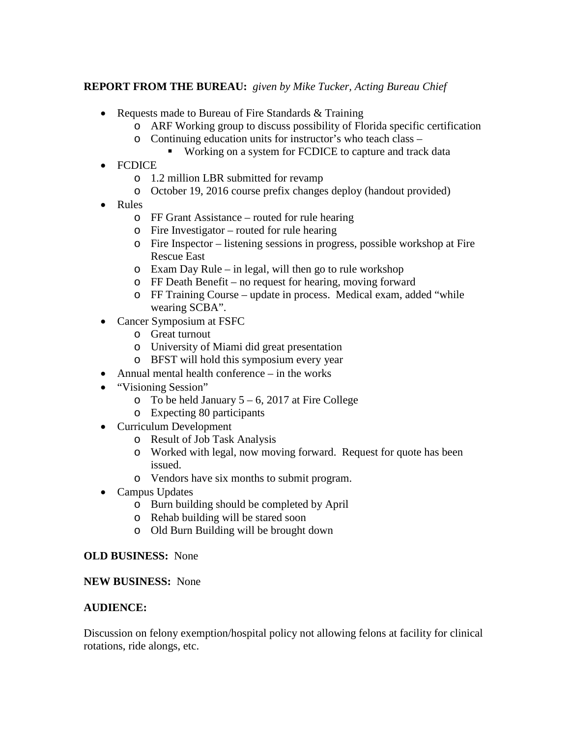**REPORT FROM THE BUREAU:** *given by Mike Tucker, Acting Bureau Chief*

- Requests made to Bureau of Fire Standards & Training
  - ARF Working group to discuss possibility of Florida specific certification
  - Continuing education units for instructor's who teach class –
    - Working on a system for FCDICE to capture and track data
- FCDICE
  - 1.2 million LBR submitted for revamp
  - October 19, 2016 course prefix changes deploy (handout provided)
- Rules
  - FF Grant Assistance – routed for rule hearing
  - Fire Investigator – routed for rule hearing
  - Fire Inspector – listening sessions in progress, possible workshop at Fire Rescue East
  - Exam Day Rule – in legal, will then go to rule workshop
  - FF Death Benefit – no request for hearing, moving forward
  - FF Training Course – update in process. Medical exam, added "while wearing SCBA".
- Cancer Symposium at FSFC
  - Great turnout
  - University of Miami did great presentation
  - BFST will hold this symposium every year
- Annual mental health conference – in the works
- "Visioning Session"
  - To be held January 5 – 6, 2017 at Fire College
  - Expecting 80 participants
- Curriculum Development
  - Result of Job Task Analysis
  - Worked with legal, now moving forward. Request for quote has been issued.
  - Vendors have six months to submit program.
- Campus Updates
  - Burn building should be completed by April
  - Rehab building will be stared soon
  - Old Burn Building will be brought down

**OLD BUSINESS:** None

**NEW BUSINESS:** None

**AUDIENCE:**

Discussion on felony exemption/hospital policy not allowing felons at facility for clinical rotations, ride alongs, etc.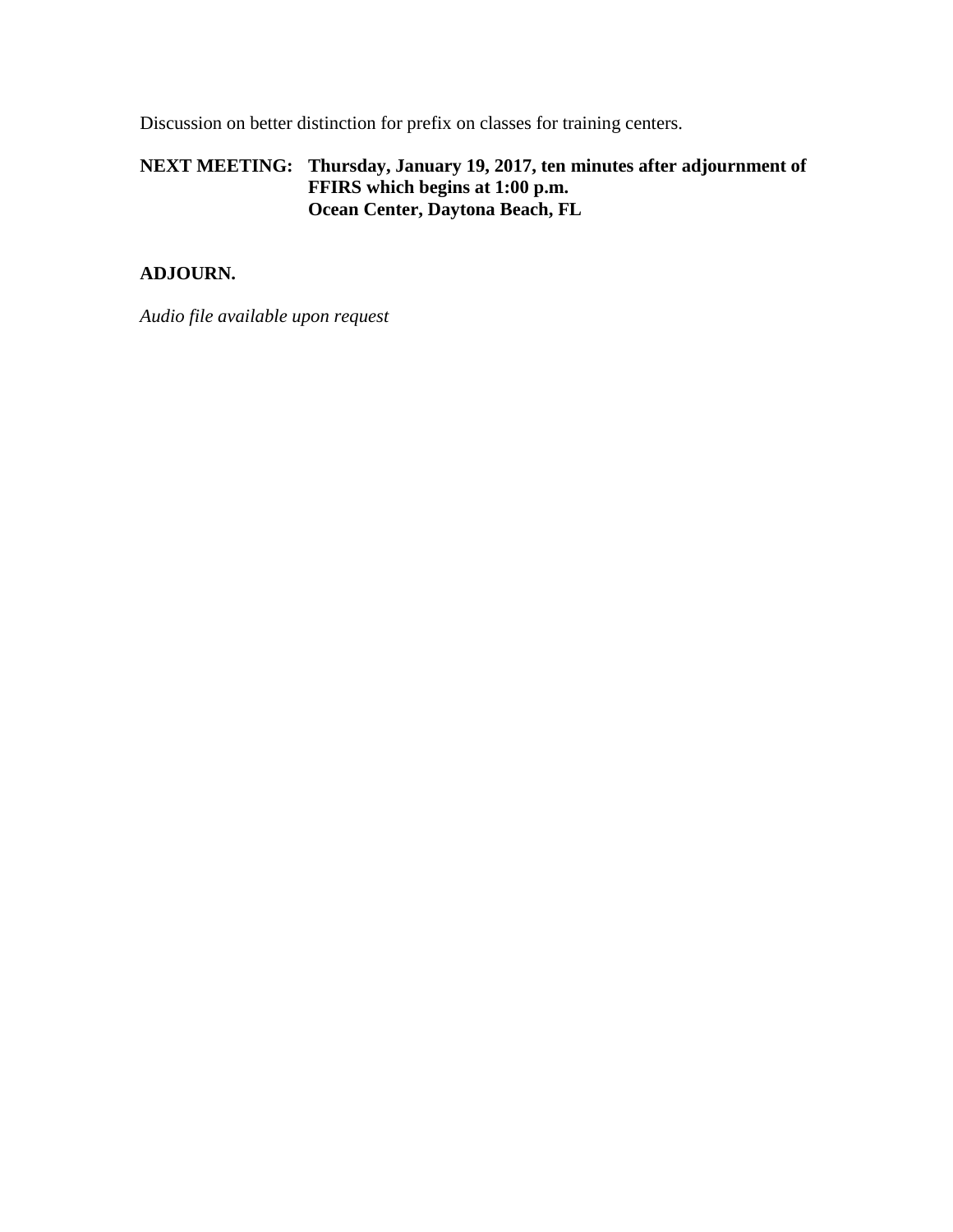Discussion on better distinction for prefix on classes for training centers.

**NEXT MEETING: Thursday, January 19, 2017, ten minutes after adjournment of FFIRS which begins at 1:00 p.m.**
**Ocean Center, Daytona Beach, FL**

**ADJOURN.**

*Audio file available upon request*